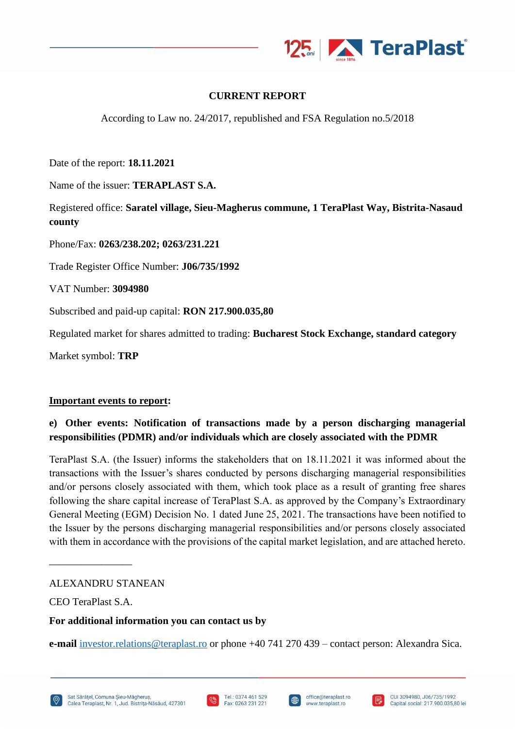# CURRENT REPORT

According to Law no. 24/2017, republished and FSA Regulation no.5/2018

Date of the report: **18.11.2021**

Name of the issuer: **TERAPLAST S.A.**

Registered office: **Saratel village, Sieu-Magherus commune, 1 TeraPlast Way, Bistrita-Nasaud county**

Phone/Fax: **0263/238.202; 0263/231.221**

Trade Register Office Number: **J06/735/1992**

VAT Number: **3094980**

Subscribed and paid-up capital: **RON 217.900.035,80**

Regulated market for shares admitted to trading: **Bucharest Stock Exchange, standard category**

Market symbol: **TRP**

**Important events to report:**

**e) Other events: Notification of transactions made by a person discharging managerial responsibilities (PDMR) and/or individuals which are closely associated with the PDMR**

TeraPlast S.A. (the Issuer) informs the stakeholders that on 18.11.2021 it was informed about the transactions with the Issuer's shares conducted by persons discharging managerial responsibilities and/or persons closely associated with them, which took place as a result of granting free shares following the share capital increase of TeraPlast S.A. as approved by the Company's Extraordinary General Meeting (EGM) Decision No. 1 dated June 25, 2021. The transactions have been notified to the Issuer by the persons discharging managerial responsibilities and/or persons closely associated with them in accordance with the provisions of the capital market legislation, and are attached hereto.

\_\_\_\_\_\_\_\_\_\_\_\_\_\_\_\_

ALEXANDRU STANEAN

CEO TeraPlast S.A.

**For additional information you can contact us by**

**e-mail** investor.relations@teraplast.ro or phone +40 741 270 439 – contact person: Alexandra Sica.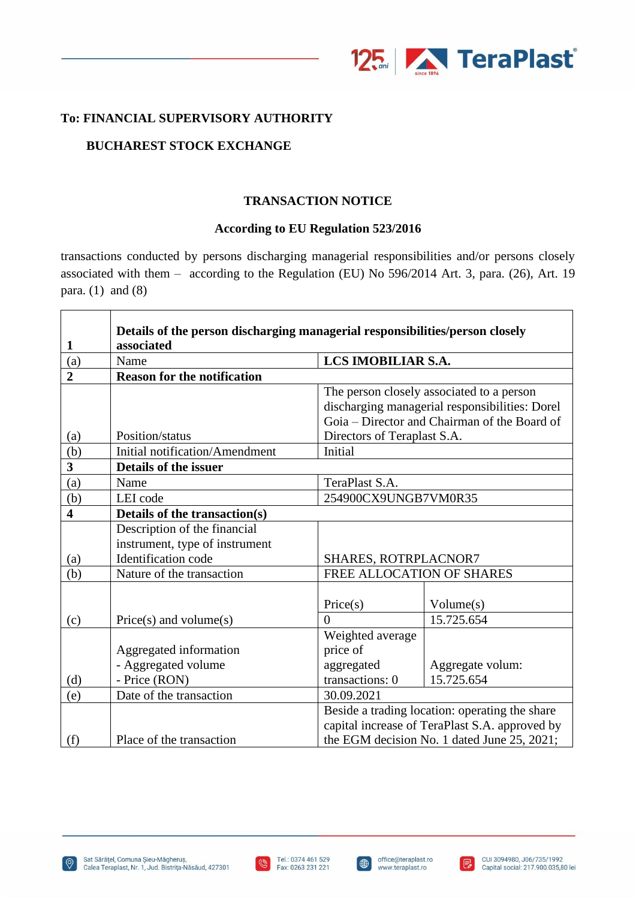**To: FINANCIAL SUPERVISORY AUTHORITY**

**BUCHAREST STOCK EXCHANGE**

**TRANSACTION NOTICE**

**According to EU Regulation 523/2016**

transactions conducted by persons discharging managerial responsibilities and/or persons closely associated with them – according to the Regulation (EU) No 596/2014 Art. 3, para. (26), Art. 19 para. (1) and (8)

| | | | |
|---|---|---|---|
| **1** | **Details of the person discharging managerial responsibilities/person closely associated** | | |
| (a) | Name | **LCS IMOBILIAR S.A.** | |
| **2** | **Reason for the notification** | | |
| (a) | Position/status | The person closely associated to a person discharging managerial responsibilities: Dorel Goia – Director and Chairman of the Board of Directors of Teraplast S.A. | |
| (b) | Initial notification/Amendment | Initial | |
| **3** | **Details of the issuer** | | |
| (a) | Name | TeraPlast S.A. | |
| (b) | LEI code | 254900CX9UNGB7VM0R35 | |
| **4** | **Details of the transaction(s)** | | |
| (a) | Description of the financial instrument, type of instrument Identification code | SHARES, ROTRPLACNOR7 | |
| (b) | Nature of the transaction | FREE ALLOCATION OF SHARES | |
| (c) | Price(s) and volume(s) | Price(s) | Volume(s) |
| | | 0 | 15.725.654 |
| (d) | Aggregated information<br>- Aggregated volume<br>- Price (RON) | Weighted average price of aggregated transactions: 0 | Aggregate volum: 15.725.654 |
| (e) | Date of the transaction | 30.09.2021 | |
| (f) | Place of the transaction | Beside a trading location: operating the share capital increase of TeraPlast S.A. approved by the EGM decision No. 1 dated June 25, 2021; | |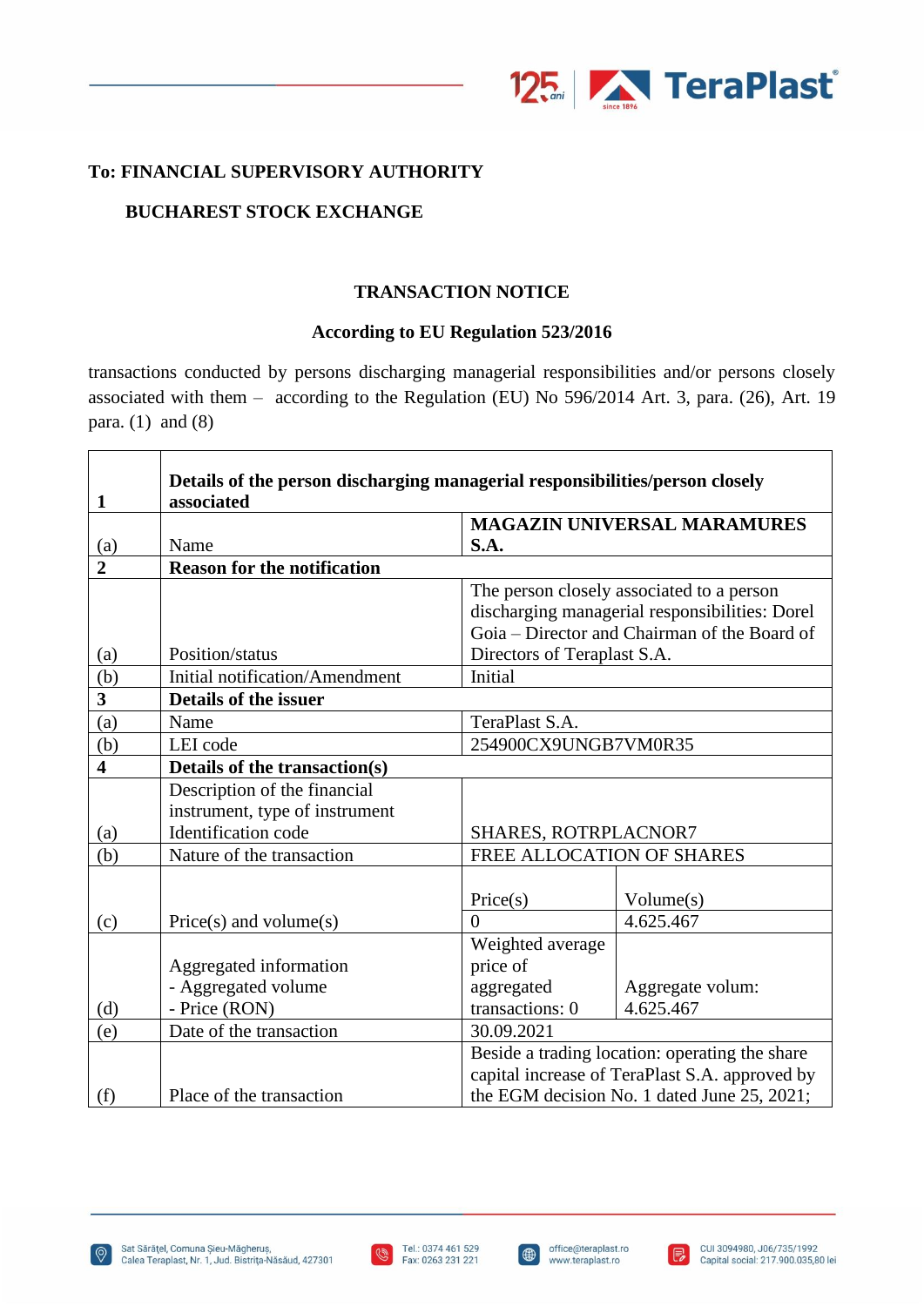**To: FINANCIAL SUPERVISORY AUTHORITY**

**BUCHAREST STOCK EXCHANGE**

**TRANSACTION NOTICE**

**According to EU Regulation 523/2016**

transactions conducted by persons discharging managerial responsibilities and/or persons closely associated with them – according to the Regulation (EU) No 596/2014 Art. 3, para. (26), Art. 19 para. (1) and (8)

| | | | |
|---|---|---|---|
| **1** | **Details of the person discharging managerial responsibilities/person closely associated** | | |
| (a) | Name | **MAGAZIN UNIVERSAL MARAMURES S.A.** | |
| **2** | **Reason for the notification** | | |
| (a) | Position/status | The person closely associated to a person discharging managerial responsibilities: Dorel Goia – Director and Chairman of the Board of Directors of Teraplast S.A. | |
| (b) | Initial notification/Amendment | Initial | |
| **3** | **Details of the issuer** | | |
| (a) | Name | TeraPlast S.A. | |
| (b) | LEI code | 254900CX9UNGB7VM0R35 | |
| **4** | **Details of the transaction(s)** | | |
| (a) | Description of the financial instrument, type of instrument Identification code | SHARES, ROTRPLACNOR7 | |
| (b) | Nature of the transaction | FREE ALLOCATION OF SHARES | |
| (c) | Price(s) and volume(s) | Price(s)<br>0 | Volume(s)<br>4.625.467 |
| (d) | Aggregated information<br>- Aggregated volume<br>- Price (RON) | Weighted average price of aggregated transactions: 0 | Aggregate volum: 4.625.467 |
| (e) | Date of the transaction | 30.09.2021 | |
| (f) | Place of the transaction | Beside a trading location: operating the share capital increase of TeraPlast S.A. approved by the EGM decision No. 1 dated June 25, 2021; | |